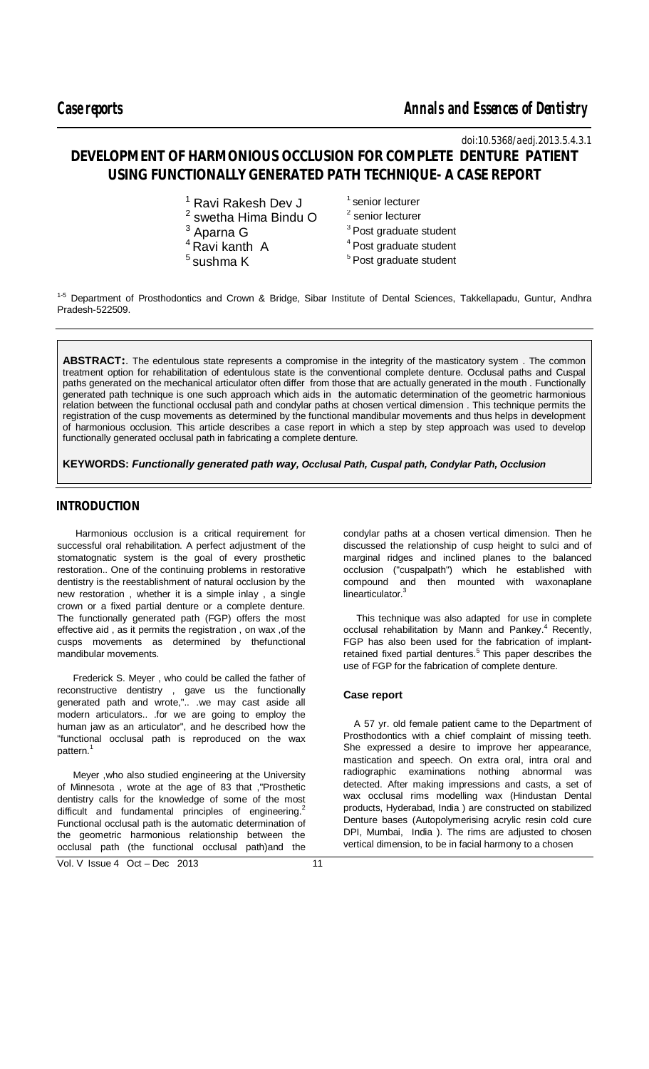Case reports

Annals and Essences of Dentistry

doi:10.5368/aedj.2013.5.4.3.1

# DEVELOPMENT OF HARMONIOUS OCCLUSION FOR COMPLETE DENTURE PATIENT USING FUNCTIONALLY GENERATED PATH TECHNIQUE- A CASE REPORT

[1] Ravi Rakesh Dev J — [1] senior lecturer
[2] swetha Hima Bindu O — [2] senior lecturer
[3] Aparna G — [3] Post graduate student
[4] Ravi kanth A — [4] Post graduate student
[5] sushma K — [5] Post graduate student

[1-5] Department of Prosthodontics and Crown & Bridge, Sibar Institute of Dental Sciences, Takkellapadu, Guntur, Andhra Pradesh-522509.

**ABSTRACT:**. The edentulous state represents a compromise in the integrity of the masticatory system . The common treatment option for rehabilitation of edentulous state is the conventional complete denture. Occlusal paths and Cuspal paths generated on the mechanical articulator often differ from those that are actually generated in the mouth . Functionally generated path technique is one such approach which aids in the automatic determination of the geometric harmonious relation between the functional occlusal path and condylar paths at chosen vertical dimension . This technique permits the registration of the cusp movements as determined by the functional mandibular movements and thus helps in development of harmonious occlusion. This article describes a case report in which a step by step approach was used to develop functionally generated occlusal path in fabricating a complete denture.

**KEYWORDS:** ***Functionally generated path way,*** ***Occlusal Path, Cuspal path, Condylar Path, Occlusion***

## INTRODUCTION

Harmonious occlusion is a critical requirement for successful oral rehabilitation. A perfect adjustment of the stomatognatic system is the goal of every prosthetic restoration.. One of the continuing problems in restorative dentistry is the reestablishment of natural occlusion by the new restoration , whether it is a simple inlay , a single crown or a fixed partial denture or a complete denture. The functionally generated path (FGP) offers the most effective aid , as it permits the registration , on wax ,of the cusps movements as determined by thefunctional mandibular movements.

Frederick S. Meyer , who could be called the father of reconstructive dentistry , gave us the functionally generated path and wrote,".. .we may cast aside all modern articulators.. .for we are going to employ the human jaw as an articulator", and he described how the "functional occlusal path is reproduced on the wax pattern.[1]

Meyer ,who also studied engineering at the University of Minnesota , wrote at the age of 83 that ,"Prosthetic dentistry calls for the knowledge of some of the most difficult and fundamental principles of engineering.[2] Functional occlusal path is the automatic determination of the geometric harmonious relationship between the occlusal path (the functional occlusal path)and the condylar paths at a chosen vertical dimension. Then he discussed the relationship of cusp height to sulci and of marginal ridges and inclined planes to the balanced occlusion ("cuspalpath") which he established with compound and then mounted with waxonaplane linearticulator.[3]

This technique was also adapted for use in complete occlusal rehabilitation by Mann and Pankey.[4] Recently, FGP has also been used for the fabrication of implant-retained fixed partial dentures.[5] This paper describes the use of FGP for the fabrication of complete denture.

### Case report

A 57 yr. old female patient came to the Department of Prosthodontics with a chief complaint of missing teeth. She expressed a desire to improve her appearance, mastication and speech. On extra oral, intra oral and radiographic examinations nothing abnormal was detected. After making impressions and casts, a set of wax occlusal rims modelling wax (Hindustan Dental products, Hyderabad, India ) are constructed on stabilized Denture bases (Autopolymerising acrylic resin cold cure DPI, Mumbai, India ). The rims are adjusted to chosen vertical dimension, to be in facial harmony to a chosen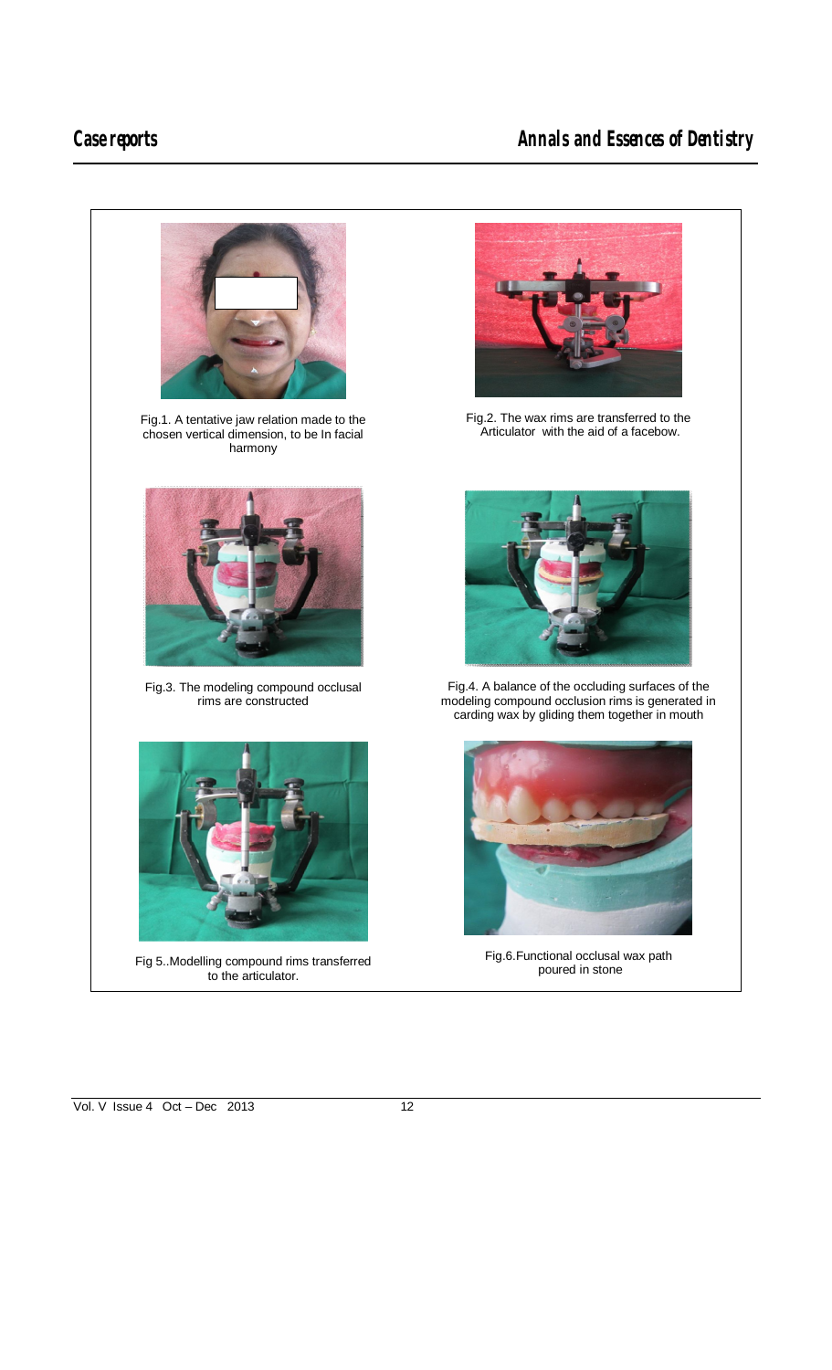Fig.1. A tentative jaw relation made to the chosen vertical dimension, to be In facial harmony

Fig.2. The wax rims are transferred to the Articulator with the aid of a facebow.

Fig.3. The modeling compound occlusal rims are constructed

Fig.4. A balance of the occluding surfaces of the modeling compound occlusion rims is generated in carding wax by gliding them together in mouth

Fig 5..Modelling compound rims transferred to the articulator.

Fig.6.Functional occlusal wax path poured in stone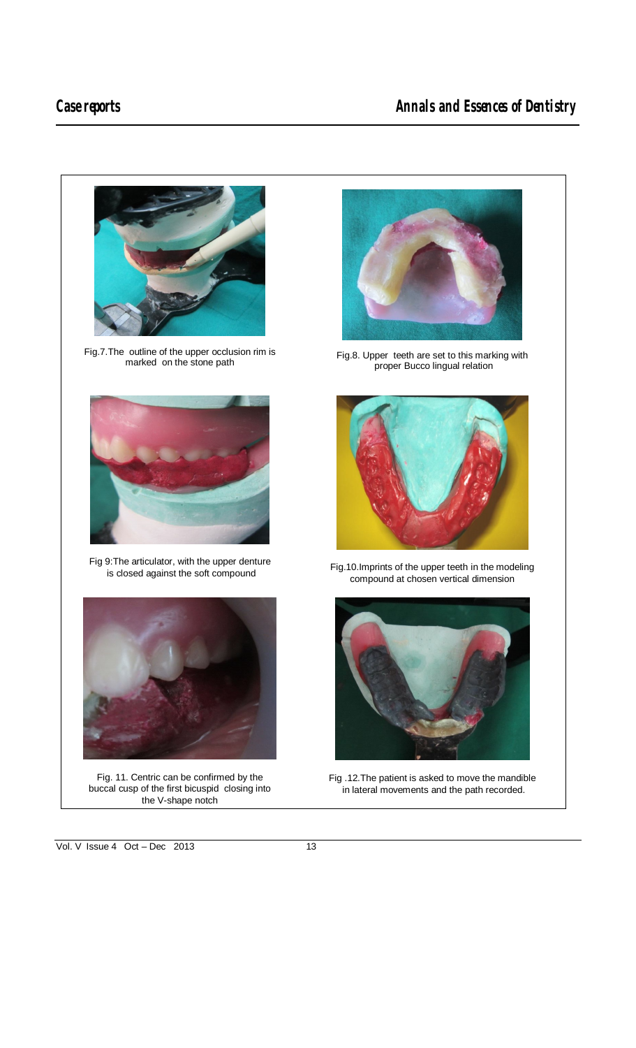Fig.7.The outline of the upper occlusion rim is marked on the stone path

Fig.8. Upper teeth are set to this marking with proper Bucco lingual relation

Fig 9:The articulator, with the upper denture is closed against the soft compound

Fig.10.Imprints of the upper teeth in the modeling compound at chosen vertical dimension

Fig. 11. Centric can be confirmed by the buccal cusp of the first bicuspid closing into the V-shape notch

Fig .12.The patient is asked to move the mandible in lateral movements and the path recorded.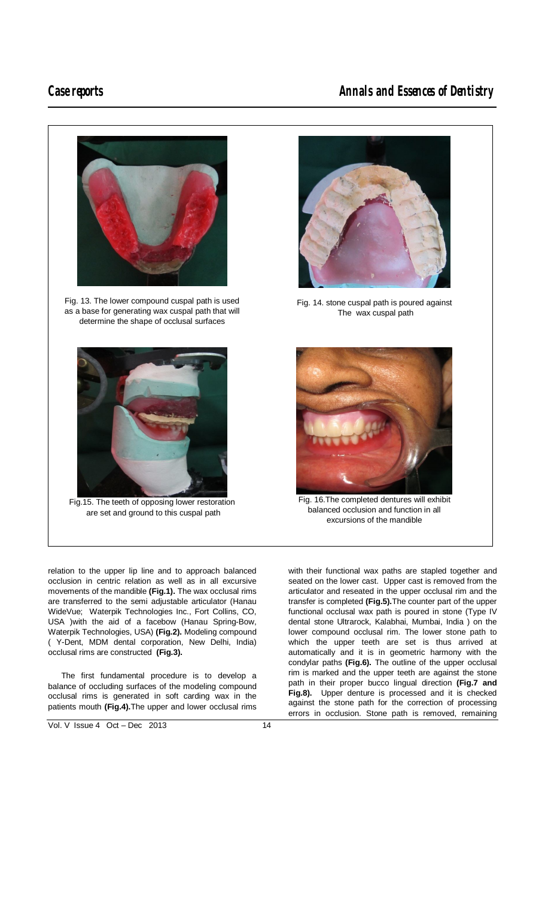Fig. 13. The lower compound cuspal path is used as a base for generating wax cuspal path that will determine the shape of occlusal surfaces

Fig. 14. stone cuspal path is poured against The wax cuspal path

Fig.15. The teeth of opposing lower restoration are set and ground to this cuspal path

Fig. 16.The completed dentures will exhibit balanced occlusion and function in all excursions of the mandible

relation to the upper lip line and to approach balanced occlusion in centric relation as well as in all excursive movements of the mandible **(Fig.1).** The wax occlusal rims are transferred to the semi adjustable articulator (Hanau WideVue; Waterpik Technologies Inc., Fort Collins, CO, USA )with the aid of a facebow (Hanau Spring-Bow, Waterpik Technologies, USA) **(Fig.2).** Modeling compound ( Y-Dent, MDM dental corporation, New Delhi, India) occlusal rims are constructed **(Fig.3).**

The first fundamental procedure is to develop a balance of occluding surfaces of the modeling compound occlusal rims is generated in soft carding wax in the patients mouth **(Fig.4).**The upper and lower occlusal rims with their functional wax paths are stapled together and seated on the lower cast. Upper cast is removed from the articulator and reseated in the upper occlusal rim and the transfer is completed **(Fig.5).**The counter part of the upper functional occlusal wax path is poured in stone (Type IV dental stone Ultrarock, Kalabhai, Mumbai, India ) on the lower compound occlusal rim. The lower stone path to which the upper teeth are set is thus arrived at automatically and it is in geometric harmony with the condylar paths **(Fig.6).** The outline of the upper occlusal rim is marked and the upper teeth are against the stone path in their proper bucco lingual direction **(Fig.7 and Fig.8).** Upper denture is processed and it is checked against the stone path for the correction of processing errors in occlusion. Stone path is removed, remaining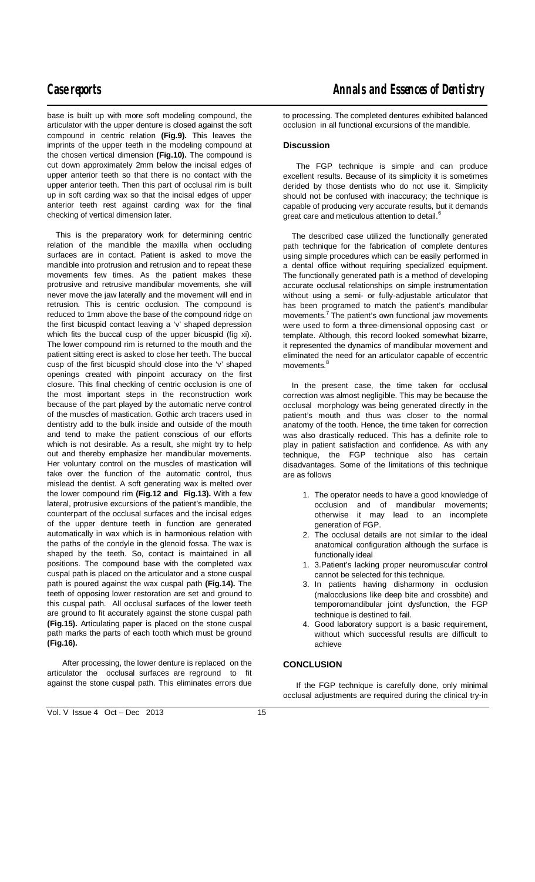base is built up with more soft modeling compound, the articulator with the upper denture is closed against the soft compound in centric relation **(Fig.9).** This leaves the imprints of the upper teeth in the modeling compound at the chosen vertical dimension **(Fig.10).** The compound is cut down approximately 2mm below the incisal edges of upper anterior teeth so that there is no contact with the upper anterior teeth. Then this part of occlusal rim is built up in soft carding wax so that the incisal edges of upper anterior teeth rest against carding wax for the final checking of vertical dimension later.

This is the preparatory work for determining centric relation of the mandible the maxilla when occluding surfaces are in contact. Patient is asked to move the mandible into protrusion and retrusion and to repeat these movements few times. As the patient makes these protrusive and retrusive mandibular movements, she will never move the jaw laterally and the movement will end in retrusion. This is centric occlusion. The compound is reduced to 1mm above the base of the compound ridge on the first bicuspid contact leaving a 'v' shaped depression which fits the buccal cusp of the upper bicuspid (fig xi). The lower compound rim is returned to the mouth and the patient sitting erect is asked to close her teeth. The buccal cusp of the first bicuspid should close into the 'v' shaped openings created with pinpoint accuracy on the first closure. This final checking of centric occlusion is one of the most important steps in the reconstruction work because of the part played by the automatic nerve control of the muscles of mastication. Gothic arch tracers used in dentistry add to the bulk inside and outside of the mouth and tend to make the patient conscious of our efforts which is not desirable. As a result, she might try to help out and thereby emphasize her mandibular movements. Her voluntary control on the muscles of mastication will take over the function of the automatic control, thus mislead the dentist. A soft generating wax is melted over the lower compound rim **(Fig.12 and Fig.13).** With a few lateral, protrusive excursions of the patient's mandible, the counterpart of the occlusal surfaces and the incisal edges of the upper denture teeth in function are generated automatically in wax which is in harmonious relation with the paths of the condyle in the glenoid fossa. The wax is shaped by the teeth. So, contact is maintained in all positions. The compound base with the completed wax cuspal path is placed on the articulator and a stone cuspal path is poured against the wax cuspal path **(Fig.14).** The teeth of opposing lower restoration are set and ground to this cuspal path. All occlusal surfaces of the lower teeth are ground to fit accurately against the stone cuspal path **(Fig.15).** Articulating paper is placed on the stone cuspal path marks the parts of each tooth which must be ground **(Fig.16).**

After processing, the lower denture is replaced on the articulator the occlusal surfaces are reground to fit against the stone cuspal path. This eliminates errors due to processing. The completed dentures exhibited balanced occlusion in all functional excursions of the mandible.

## Discussion

The FGP technique is simple and can produce excellent results. Because of its simplicity it is sometimes derided by those dentists who do not use it. Simplicity should not be confused with inaccuracy; the technique is capable of producing very accurate results, but it demands great care and meticulous attention to detail.[6]

The described case utilized the functionally generated path technique for the fabrication of complete dentures using simple procedures which can be easily performed in a dental office without requiring specialized equipment. The functionally generated path is a method of developing accurate occlusal relationships on simple instrumentation without using a semi- or fully-adjustable articulator that has been programed to match the patient's mandibular movements.[7] The patient's own functional jaw movements were used to form a three-dimensional opposing cast or template. Although, this record looked somewhat bizarre, it represented the dynamics of mandibular movement and eliminated the need for an articulator capable of eccentric movements.[8]

In the present case, the time taken for occlusal correction was almost negligible. This may be because the occlusal morphology was being generated directly in the patient's mouth and thus was closer to the normal anatomy of the tooth. Hence, the time taken for correction was also drastically reduced. This has a definite role to play in patient satisfaction and confidence. As with any technique, the FGP technique also has certain disadvantages. Some of the limitations of this technique are as follows

1. The operator needs to have a good knowledge of occlusion and of mandibular movements; otherwise it may lead to an incomplete generation of FGP.
2. The occlusal details are not similar to the ideal anatomical configuration although the surface is functionally ideal
1. 3.Patient's lacking proper neuromuscular control cannot be selected for this technique.
3. In patients having disharmony in occlusion (malocclusions like deep bite and crossbite) and temporomandibular joint dysfunction, the FGP technique is destined to fail.
4. Good laboratory support is a basic requirement, without which successful results are difficult to achieve

## CONCLUSION

If the FGP technique is carefully done, only minimal occlusal adjustments are required during the clinical try-in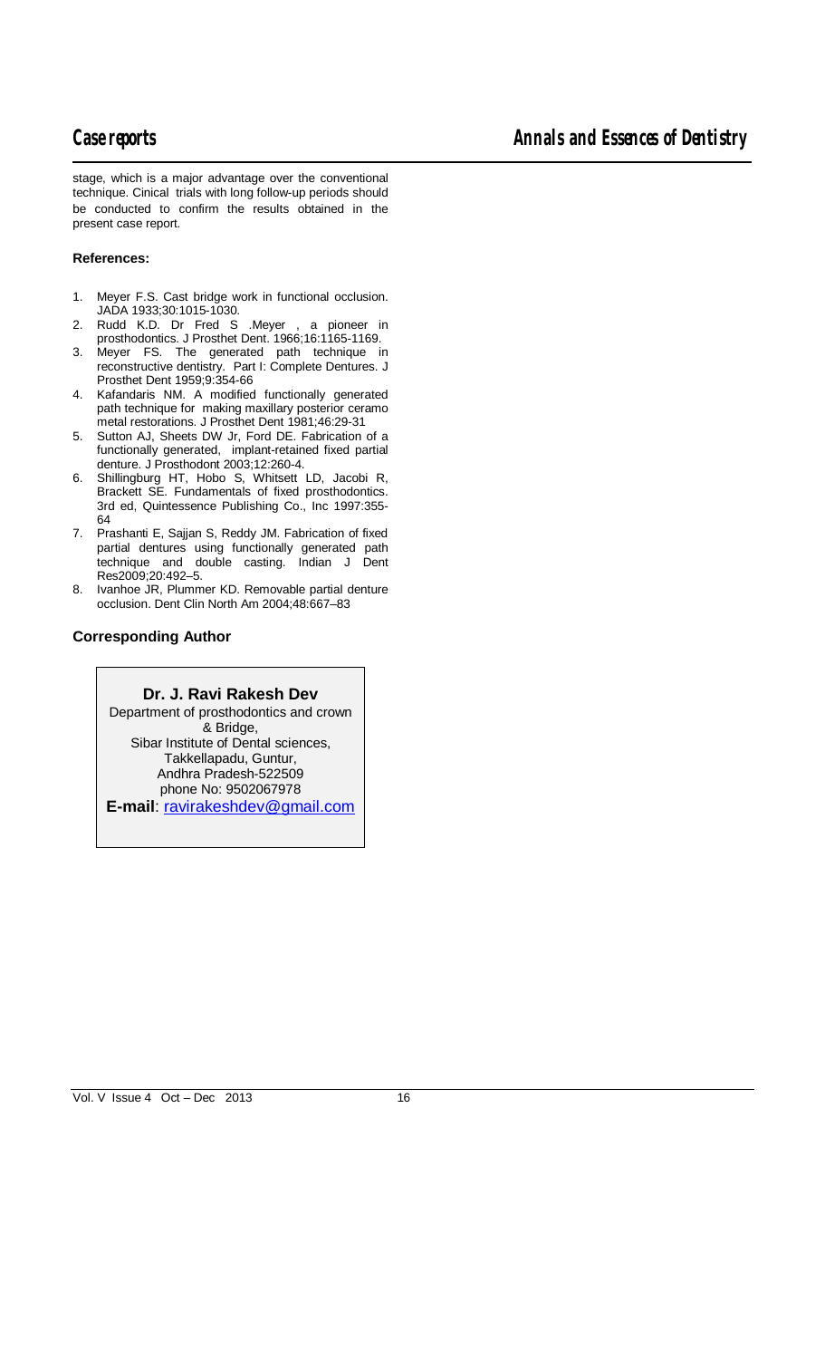stage, which is a major advantage over the conventional technique. Cinical trials with long follow-up periods should be conducted to confirm the results obtained in the present case report.

**References:**

1. Meyer F.S. Cast bridge work in functional occlusion. JADA 1933;30:1015-1030.
2. Rudd K.D. Dr Fred S .Meyer , a pioneer in prosthodontics. J Prosthet Dent. 1966;16:1165-1169.
3. Meyer FS. The generated path technique in reconstructive dentistry. Part I: Complete Dentures. J Prosthet Dent 1959;9:354-66
4. Kafandaris NM. A modified functionally generated path technique for making maxillary posterior ceramo metal restorations. J Prosthet Dent 1981;46:29-31
5. Sutton AJ, Sheets DW Jr, Ford DE. Fabrication of a functionally generated, implant-retained fixed partial denture. J Prosthodont 2003;12:260-4.
6. Shillingburg HT, Hobo S, Whitsett LD, Jacobi R, Brackett SE. Fundamentals of fixed prosthodontics. 3rd ed, Quintessence Publishing Co., Inc 1997:355-64
7. Prashanti E, Sajjan S, Reddy JM. Fabrication of fixed partial dentures using functionally generated path technique and double casting. Indian J Dent Res2009;20:492–5.
8. Ivanhoe JR, Plummer KD. Removable partial denture occlusion. Dent Clin North Am 2004;48:667–83

### Corresponding Author

**Dr. J. Ravi Rakesh Dev**
Department of prosthodontics and crown & Bridge,
Sibar Institute of Dental sciences,
Takkellapadu, Guntur,
Andhra Pradesh-522509
phone No: 9502067978
**E-mail**: ravirakeshdev@gmail.com